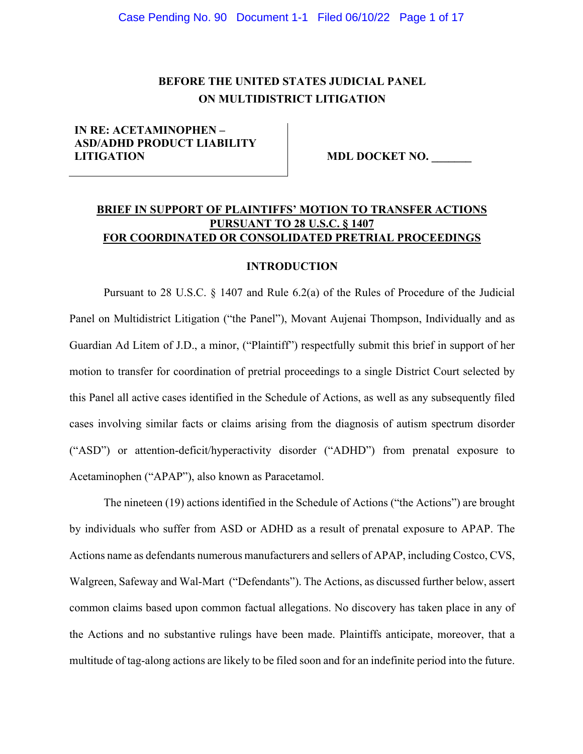**BEFORE THE UNITED STATES JUDICIAL PANEL ON MULTIDISTRICT LITIGATION**

| | |
|---|---|
| **IN RE: ACETAMINOPHEN – ASD/ADHD PRODUCT LIABILITY LITIGATION** | **MDL DOCKET NO. _______** |

**BRIEF IN SUPPORT OF PLAINTIFFS' MOTION TO TRANSFER ACTIONS PURSUANT TO 28 U.S.C. § 1407 FOR COORDINATED OR CONSOLIDATED PRETRIAL PROCEEDINGS**

## INTRODUCTION

Pursuant to 28 U.S.C. § 1407 and Rule 6.2(a) of the Rules of Procedure of the Judicial Panel on Multidistrict Litigation ("the Panel"), Movant Aujenai Thompson, Individually and as Guardian Ad Litem of J.D., a minor, ("Plaintiff") respectfully submit this brief in support of her motion to transfer for coordination of pretrial proceedings to a single District Court selected by this Panel all active cases identified in the Schedule of Actions, as well as any subsequently filed cases involving similar facts or claims arising from the diagnosis of autism spectrum disorder ("ASD") or attention-deficit/hyperactivity disorder ("ADHD") from prenatal exposure to Acetaminophen ("APAP"), also known as Paracetamol.

The nineteen (19) actions identified in the Schedule of Actions ("the Actions") are brought by individuals who suffer from ASD or ADHD as a result of prenatal exposure to APAP. The Actions name as defendants numerous manufacturers and sellers of APAP, including Costco, CVS, Walgreen, Safeway and Wal-Mart ("Defendants"). The Actions, as discussed further below, assert common claims based upon common factual allegations. No discovery has taken place in any of the Actions and no substantive rulings have been made. Plaintiffs anticipate, moreover, that a multitude of tag-along actions are likely to be filed soon and for an indefinite period into the future.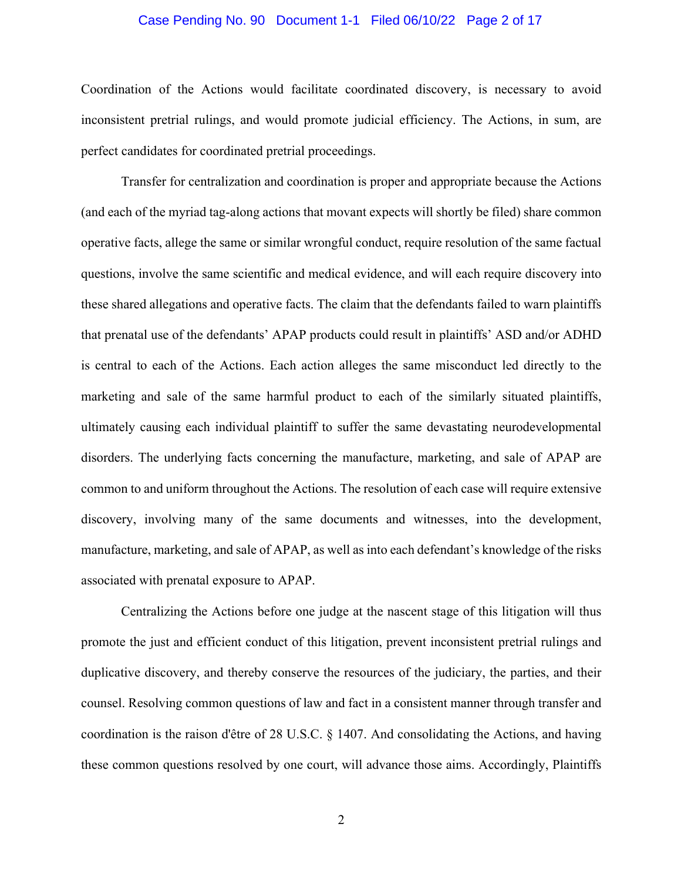Coordination of the Actions would facilitate coordinated discovery, is necessary to avoid inconsistent pretrial rulings, and would promote judicial efficiency. The Actions, in sum, are perfect candidates for coordinated pretrial proceedings.

Transfer for centralization and coordination is proper and appropriate because the Actions (and each of the myriad tag-along actions that movant expects will shortly be filed) share common operative facts, allege the same or similar wrongful conduct, require resolution of the same factual questions, involve the same scientific and medical evidence, and will each require discovery into these shared allegations and operative facts. The claim that the defendants failed to warn plaintiffs that prenatal use of the defendants' APAP products could result in plaintiffs' ASD and/or ADHD is central to each of the Actions. Each action alleges the same misconduct led directly to the marketing and sale of the same harmful product to each of the similarly situated plaintiffs, ultimately causing each individual plaintiff to suffer the same devastating neurodevelopmental disorders. The underlying facts concerning the manufacture, marketing, and sale of APAP are common to and uniform throughout the Actions. The resolution of each case will require extensive discovery, involving many of the same documents and witnesses, into the development, manufacture, marketing, and sale of APAP, as well as into each defendant's knowledge of the risks associated with prenatal exposure to APAP.

Centralizing the Actions before one judge at the nascent stage of this litigation will thus promote the just and efficient conduct of this litigation, prevent inconsistent pretrial rulings and duplicative discovery, and thereby conserve the resources of the judiciary, the parties, and their counsel. Resolving common questions of law and fact in a consistent manner through transfer and coordination is the raison d'être of 28 U.S.C. § 1407. And consolidating the Actions, and having these common questions resolved by one court, will advance those aims. Accordingly, Plaintiffs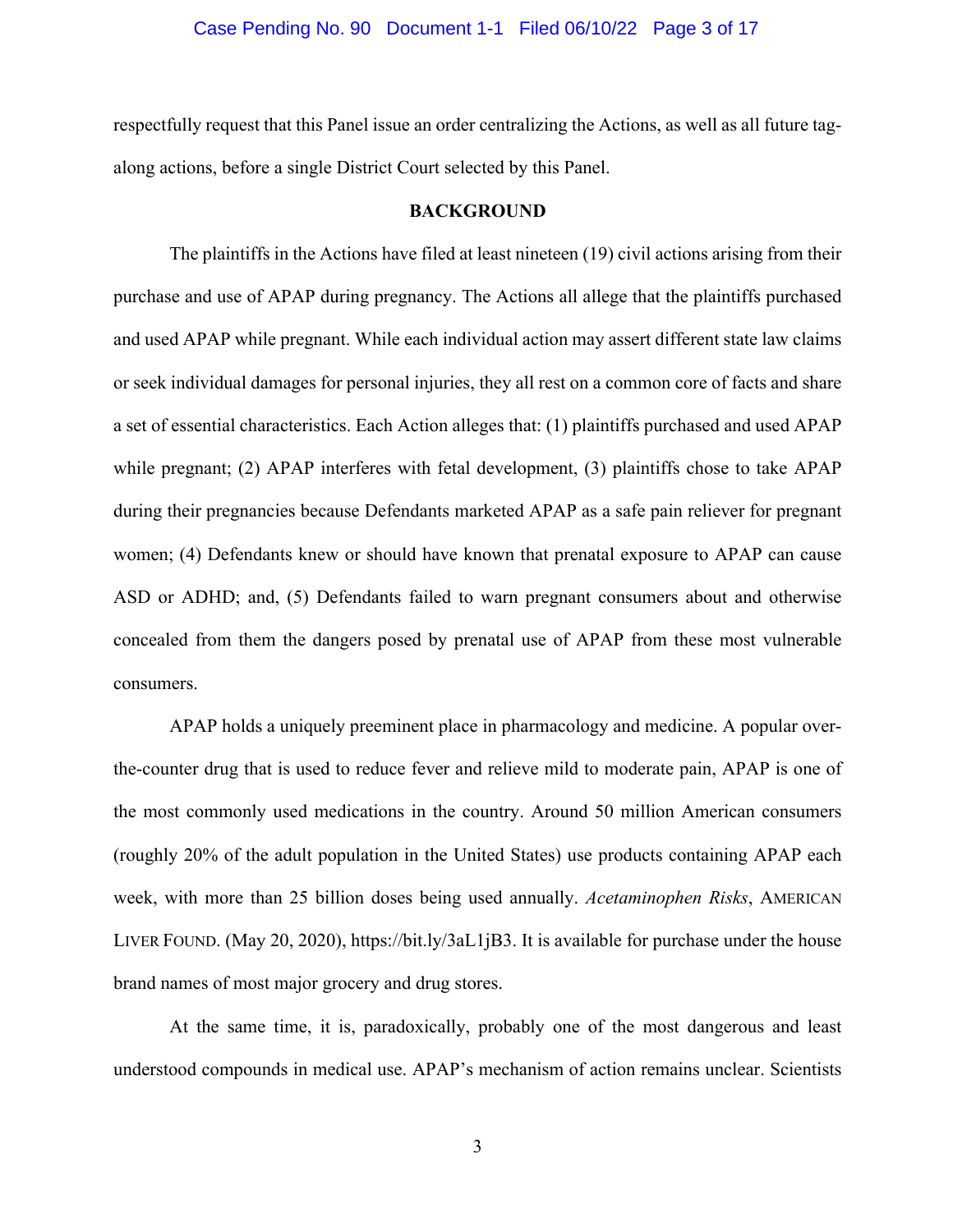respectfully request that this Panel issue an order centralizing the Actions, as well as all future tag-along actions, before a single District Court selected by this Panel.

## BACKGROUND

The plaintiffs in the Actions have filed at least nineteen (19) civil actions arising from their purchase and use of APAP during pregnancy. The Actions all allege that the plaintiffs purchased and used APAP while pregnant. While each individual action may assert different state law claims or seek individual damages for personal injuries, they all rest on a common core of facts and share a set of essential characteristics. Each Action alleges that: (1) plaintiffs purchased and used APAP while pregnant; (2) APAP interferes with fetal development, (3) plaintiffs chose to take APAP during their pregnancies because Defendants marketed APAP as a safe pain reliever for pregnant women; (4) Defendants knew or should have known that prenatal exposure to APAP can cause ASD or ADHD; and, (5) Defendants failed to warn pregnant consumers about and otherwise concealed from them the dangers posed by prenatal use of APAP from these most vulnerable consumers.

APAP holds a uniquely preeminent place in pharmacology and medicine. A popular over-the-counter drug that is used to reduce fever and relieve mild to moderate pain, APAP is one of the most commonly used medications in the country. Around 50 million American consumers (roughly 20% of the adult population in the United States) use products containing APAP each week, with more than 25 billion doses being used annually. *Acetaminophen Risks*, AMERICAN LIVER FOUND. (May 20, 2020), https://bit.ly/3aL1jB3. It is available for purchase under the house brand names of most major grocery and drug stores.

At the same time, it is, paradoxically, probably one of the most dangerous and least understood compounds in medical use. APAP's mechanism of action remains unclear. Scientists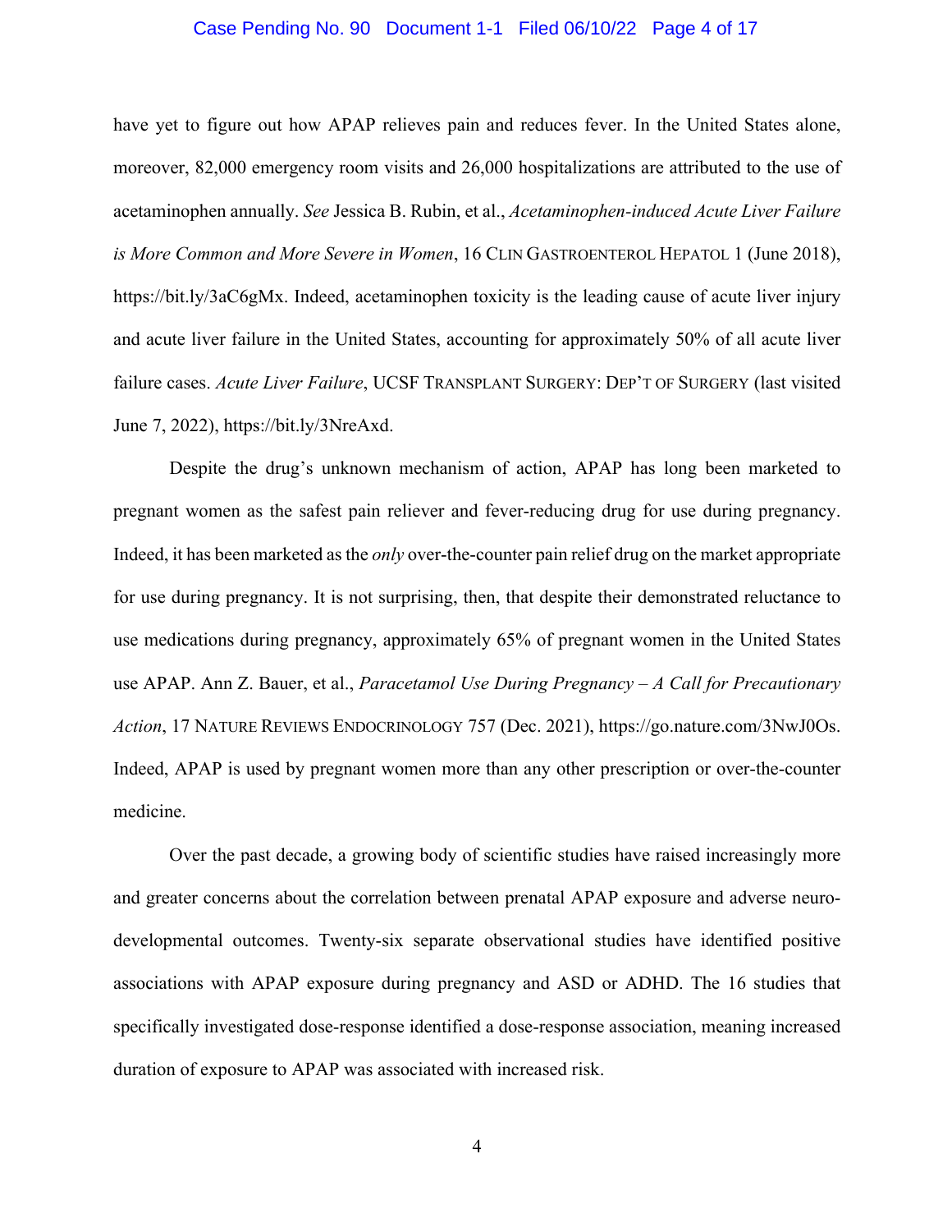have yet to figure out how APAP relieves pain and reduces fever. In the United States alone, moreover, 82,000 emergency room visits and 26,000 hospitalizations are attributed to the use of acetaminophen annually. *See* Jessica B. Rubin, et al., *Acetaminophen-induced Acute Liver Failure is More Common and More Severe in Women*, 16 CLIN GASTROENTEROL HEPATOL 1 (June 2018), https://bit.ly/3aC6gMx. Indeed, acetaminophen toxicity is the leading cause of acute liver injury and acute liver failure in the United States, accounting for approximately 50% of all acute liver failure cases. *Acute Liver Failure*, UCSF TRANSPLANT SURGERY: DEP'T OF SURGERY (last visited June 7, 2022), https://bit.ly/3NreAxd.

Despite the drug's unknown mechanism of action, APAP has long been marketed to pregnant women as the safest pain reliever and fever-reducing drug for use during pregnancy. Indeed, it has been marketed as the *only* over-the-counter pain relief drug on the market appropriate for use during pregnancy. It is not surprising, then, that despite their demonstrated reluctance to use medications during pregnancy, approximately 65% of pregnant women in the United States use APAP. Ann Z. Bauer, et al., *Paracetamol Use During Pregnancy – A Call for Precautionary Action*, 17 NATURE REVIEWS ENDOCRINOLOGY 757 (Dec. 2021), https://go.nature.com/3NwJ0Os. Indeed, APAP is used by pregnant women more than any other prescription or over-the-counter medicine.

Over the past decade, a growing body of scientific studies have raised increasingly more and greater concerns about the correlation between prenatal APAP exposure and adverse neuro-developmental outcomes. Twenty-six separate observational studies have identified positive associations with APAP exposure during pregnancy and ASD or ADHD. The 16 studies that specifically investigated dose-response identified a dose-response association, meaning increased duration of exposure to APAP was associated with increased risk.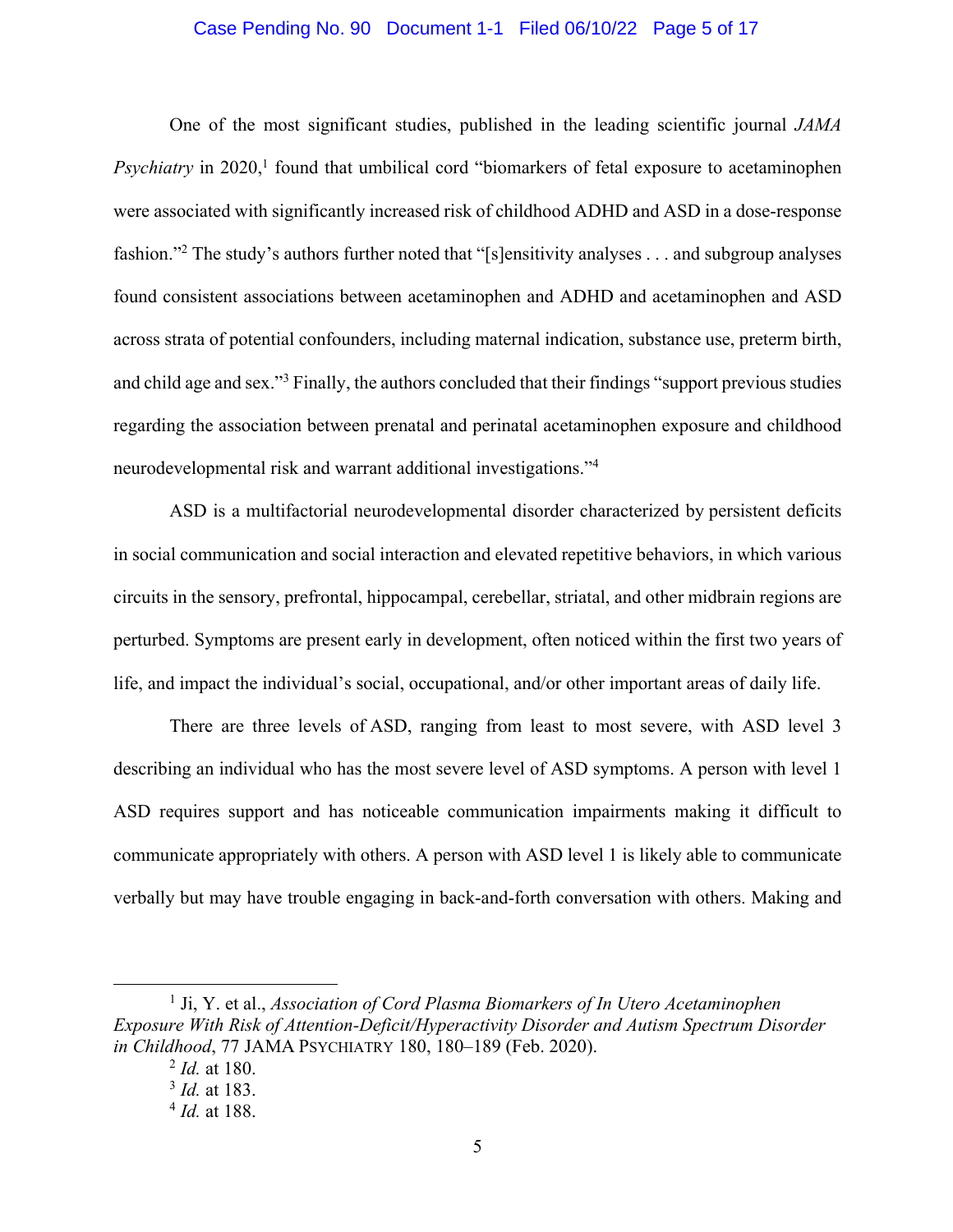One of the most significant studies, published in the leading scientific journal *JAMA Psychiatry* in 2020,[1] found that umbilical cord "biomarkers of fetal exposure to acetaminophen were associated with significantly increased risk of childhood ADHD and ASD in a dose-response fashion."[2] The study's authors further noted that "[s]ensitivity analyses . . . and subgroup analyses found consistent associations between acetaminophen and ADHD and acetaminophen and ASD across strata of potential confounders, including maternal indication, substance use, preterm birth, and child age and sex."[3] Finally, the authors concluded that their findings "support previous studies regarding the association between prenatal and perinatal acetaminophen exposure and childhood neurodevelopmental risk and warrant additional investigations."[4]

ASD is a multifactorial neurodevelopmental disorder characterized by persistent deficits in social communication and social interaction and elevated repetitive behaviors, in which various circuits in the sensory, prefrontal, hippocampal, cerebellar, striatal, and other midbrain regions are perturbed. Symptoms are present early in development, often noticed within the first two years of life, and impact the individual's social, occupational, and/or other important areas of daily life.

There are three levels of ASD, ranging from least to most severe, with ASD level 3 describing an individual who has the most severe level of ASD symptoms. A person with level 1 ASD requires support and has noticeable communication impairments making it difficult to communicate appropriately with others. A person with ASD level 1 is likely able to communicate verbally but may have trouble engaging in back-and-forth conversation with others. Making and

---

[1] Ji, Y. et al., *Association of Cord Plasma Biomarkers of In Utero Acetaminophen Exposure With Risk of Attention-Deficit/Hyperactivity Disorder and Autism Spectrum Disorder in Childhood*, 77 JAMA PSYCHIATRY 180, 180–189 (Feb. 2020).

[2] *Id.* at 180.

[3] *Id.* at 183.

[4] *Id.* at 188.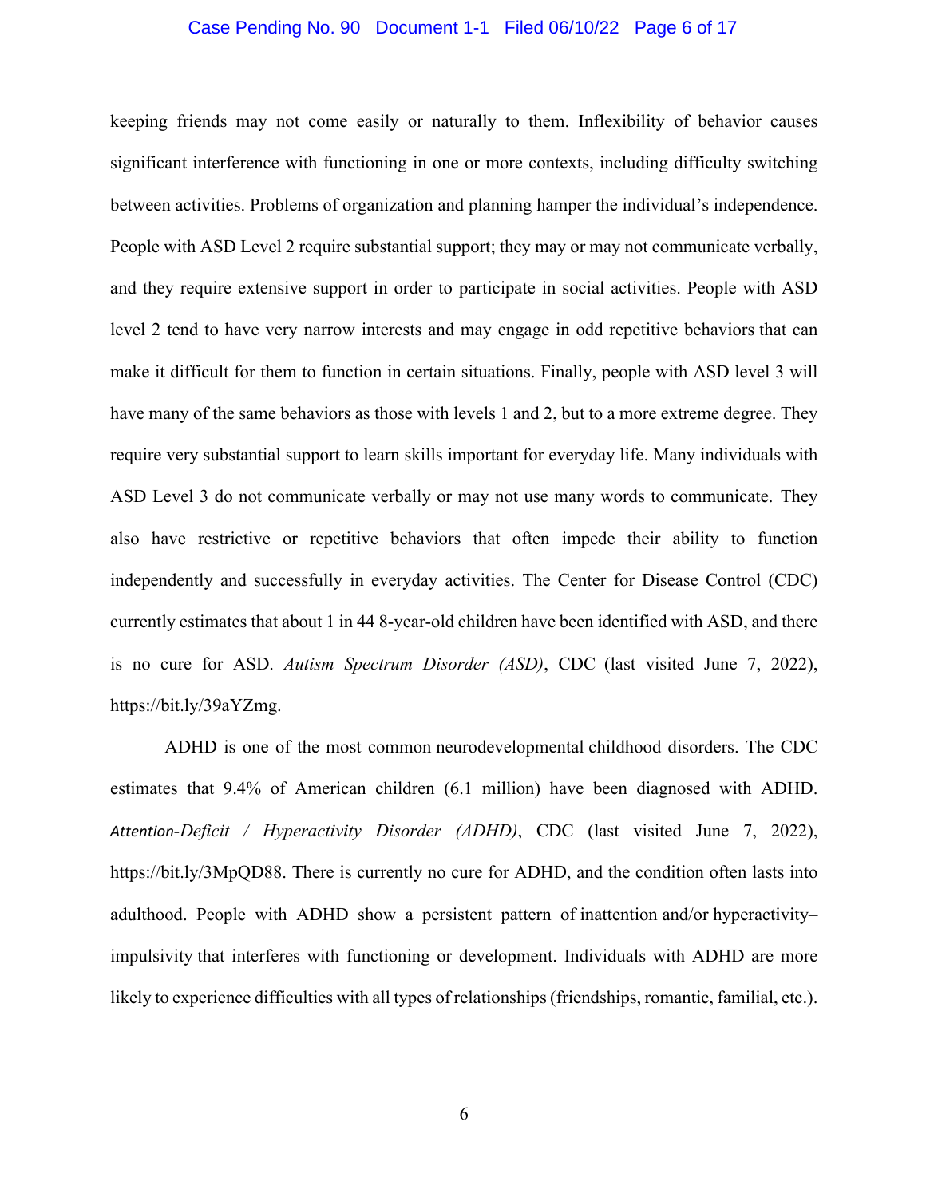keeping friends may not come easily or naturally to them. Inflexibility of behavior causes significant interference with functioning in one or more contexts, including difficulty switching between activities. Problems of organization and planning hamper the individual's independence. People with ASD Level 2 require substantial support; they may or may not communicate verbally, and they require extensive support in order to participate in social activities. People with ASD level 2 tend to have very narrow interests and may engage in odd repetitive behaviors that can make it difficult for them to function in certain situations. Finally, people with ASD level 3 will have many of the same behaviors as those with levels 1 and 2, but to a more extreme degree. They require very substantial support to learn skills important for everyday life. Many individuals with ASD Level 3 do not communicate verbally or may not use many words to communicate. They also have restrictive or repetitive behaviors that often impede their ability to function independently and successfully in everyday activities. The Center for Disease Control (CDC) currently estimates that about 1 in 44 8-year-old children have been identified with ASD, and there is no cure for ASD. *Autism Spectrum Disorder (ASD)*, CDC (last visited June 7, 2022), https://bit.ly/39aYZmg.

ADHD is one of the most common neurodevelopmental childhood disorders. The CDC estimates that 9.4% of American children (6.1 million) have been diagnosed with ADHD. *Attention-Deficit / Hyperactivity Disorder (ADHD)*, CDC (last visited June 7, 2022), https://bit.ly/3MpQD88. There is currently no cure for ADHD, and the condition often lasts into adulthood. People with ADHD show a persistent pattern of inattention and/or hyperactivity–impulsivity that interferes with functioning or development. Individuals with ADHD are more likely to experience difficulties with all types of relationships (friendships, romantic, familial, etc.).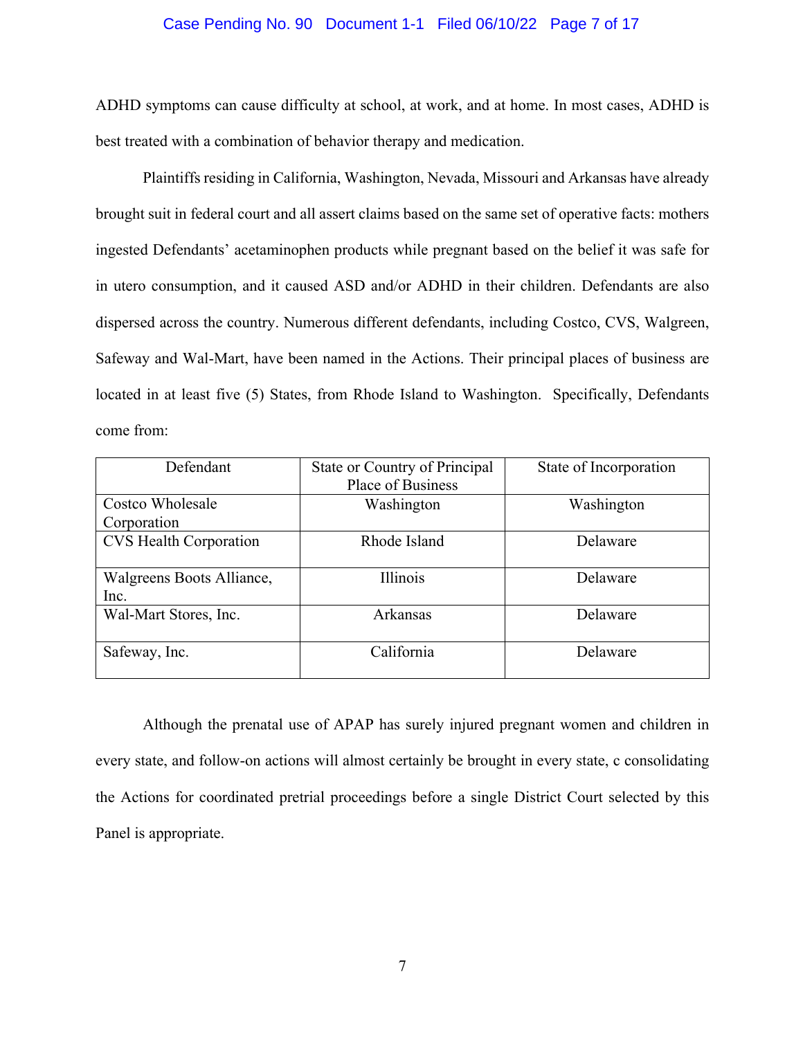ADHD symptoms can cause difficulty at school, at work, and at home. In most cases, ADHD is best treated with a combination of behavior therapy and medication.

Plaintiffs residing in California, Washington, Nevada, Missouri and Arkansas have already brought suit in federal court and all assert claims based on the same set of operative facts: mothers ingested Defendants' acetaminophen products while pregnant based on the belief it was safe for in utero consumption, and it caused ASD and/or ADHD in their children. Defendants are also dispersed across the country. Numerous different defendants, including Costco, CVS, Walgreen, Safeway and Wal-Mart, have been named in the Actions. Their principal places of business are located in at least five (5) States, from Rhode Island to Washington. Specifically, Defendants come from:

| Defendant | State or Country of Principal Place of Business | State of Incorporation |
|---|---|---|
| Costco Wholesale Corporation | Washington | Washington |
| CVS Health Corporation | Rhode Island | Delaware |
| Walgreens Boots Alliance, Inc. | Illinois | Delaware |
| Wal-Mart Stores, Inc. | Arkansas | Delaware |
| Safeway, Inc. | California | Delaware |

Although the prenatal use of APAP has surely injured pregnant women and children in every state, and follow-on actions will almost certainly be brought in every state, c consolidating the Actions for coordinated pretrial proceedings before a single District Court selected by this Panel is appropriate.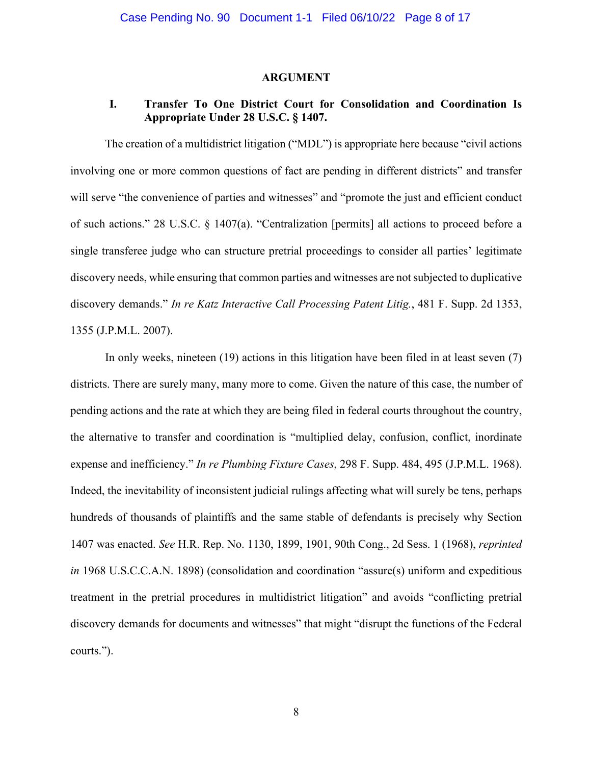## ARGUMENT

### I. Transfer To One District Court for Consolidation and Coordination Is Appropriate Under 28 U.S.C. § 1407.

The creation of a multidistrict litigation ("MDL") is appropriate here because "civil actions involving one or more common questions of fact are pending in different districts" and transfer will serve "the convenience of parties and witnesses" and "promote the just and efficient conduct of such actions." 28 U.S.C. § 1407(a). "Centralization [permits] all actions to proceed before a single transferee judge who can structure pretrial proceedings to consider all parties' legitimate discovery needs, while ensuring that common parties and witnesses are not subjected to duplicative discovery demands." *In re Katz Interactive Call Processing Patent Litig.*, 481 F. Supp. 2d 1353, 1355 (J.P.M.L. 2007).

In only weeks, nineteen (19) actions in this litigation have been filed in at least seven (7) districts. There are surely many, many more to come. Given the nature of this case, the number of pending actions and the rate at which they are being filed in federal courts throughout the country, the alternative to transfer and coordination is "multiplied delay, confusion, conflict, inordinate expense and inefficiency." *In re Plumbing Fixture Cases*, 298 F. Supp. 484, 495 (J.P.M.L. 1968). Indeed, the inevitability of inconsistent judicial rulings affecting what will surely be tens, perhaps hundreds of thousands of plaintiffs and the same stable of defendants is precisely why Section 1407 was enacted. *See* H.R. Rep. No. 1130, 1899, 1901, 90th Cong., 2d Sess. 1 (1968), *reprinted in* 1968 U.S.C.C.A.N. 1898) (consolidation and coordination "assure(s) uniform and expeditious treatment in the pretrial procedures in multidistrict litigation" and avoids "conflicting pretrial discovery demands for documents and witnesses" that might "disrupt the functions of the Federal courts.").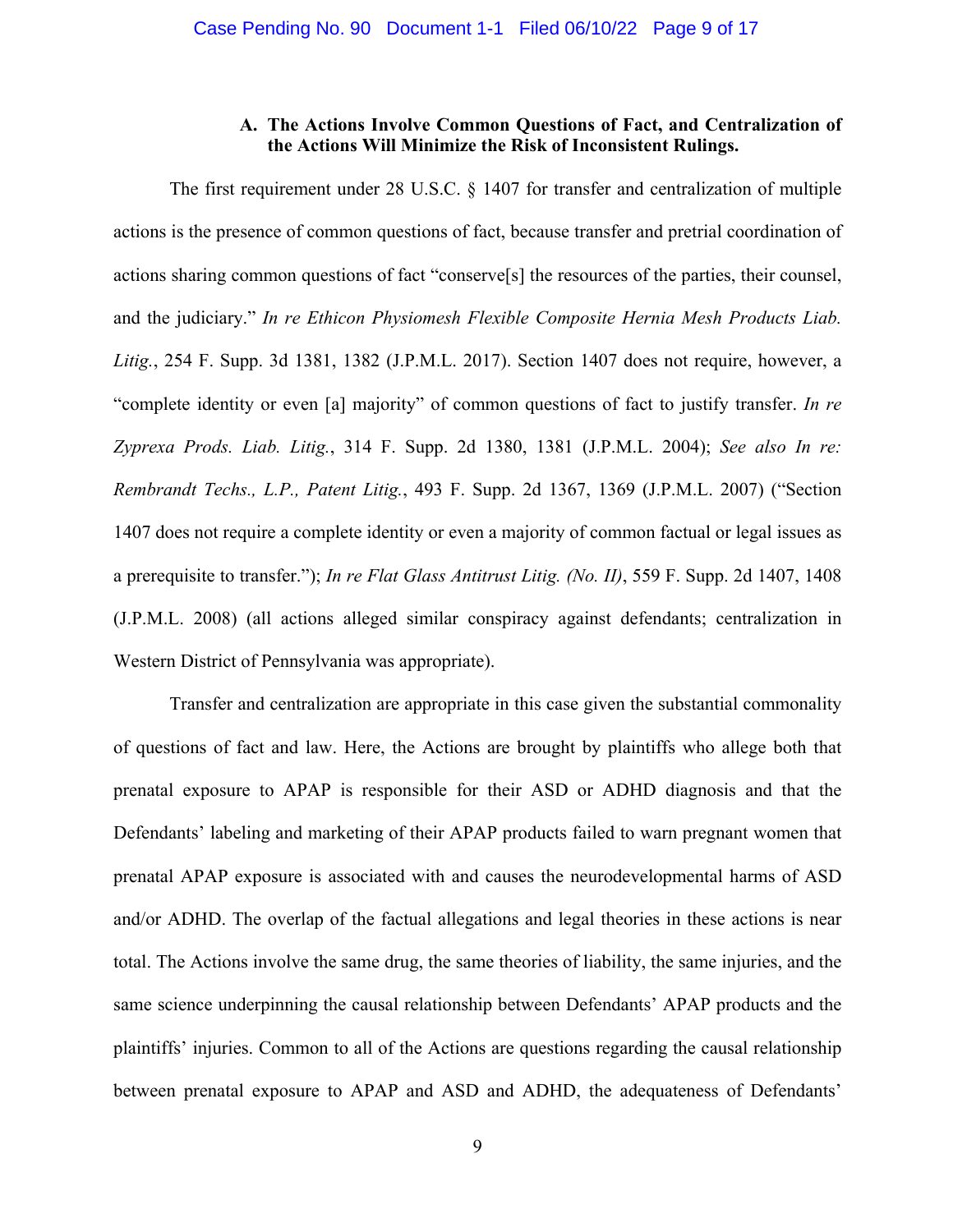### A. The Actions Involve Common Questions of Fact, and Centralization of the Actions Will Minimize the Risk of Inconsistent Rulings.

The first requirement under 28 U.S.C. § 1407 for transfer and centralization of multiple actions is the presence of common questions of fact, because transfer and pretrial coordination of actions sharing common questions of fact "conserve[s] the resources of the parties, their counsel, and the judiciary." *In re Ethicon Physiomesh Flexible Composite Hernia Mesh Products Liab. Litig.*, 254 F. Supp. 3d 1381, 1382 (J.P.M.L. 2017). Section 1407 does not require, however, a "complete identity or even [a] majority" of common questions of fact to justify transfer. *In re Zyprexa Prods. Liab. Litig.*, 314 F. Supp. 2d 1380, 1381 (J.P.M.L. 2004); *See also In re: Rembrandt Techs., L.P., Patent Litig.*, 493 F. Supp. 2d 1367, 1369 (J.P.M.L. 2007) ("Section 1407 does not require a complete identity or even a majority of common factual or legal issues as a prerequisite to transfer."); *In re Flat Glass Antitrust Litig. (No. II)*, 559 F. Supp. 2d 1407, 1408 (J.P.M.L. 2008) (all actions alleged similar conspiracy against defendants; centralization in Western District of Pennsylvania was appropriate).

Transfer and centralization are appropriate in this case given the substantial commonality of questions of fact and law. Here, the Actions are brought by plaintiffs who allege both that prenatal exposure to APAP is responsible for their ASD or ADHD diagnosis and that the Defendants' labeling and marketing of their APAP products failed to warn pregnant women that prenatal APAP exposure is associated with and causes the neurodevelopmental harms of ASD and/or ADHD. The overlap of the factual allegations and legal theories in these actions is near total. The Actions involve the same drug, the same theories of liability, the same injuries, and the same science underpinning the causal relationship between Defendants' APAP products and the plaintiffs' injuries. Common to all of the Actions are questions regarding the causal relationship between prenatal exposure to APAP and ASD and ADHD, the adequateness of Defendants'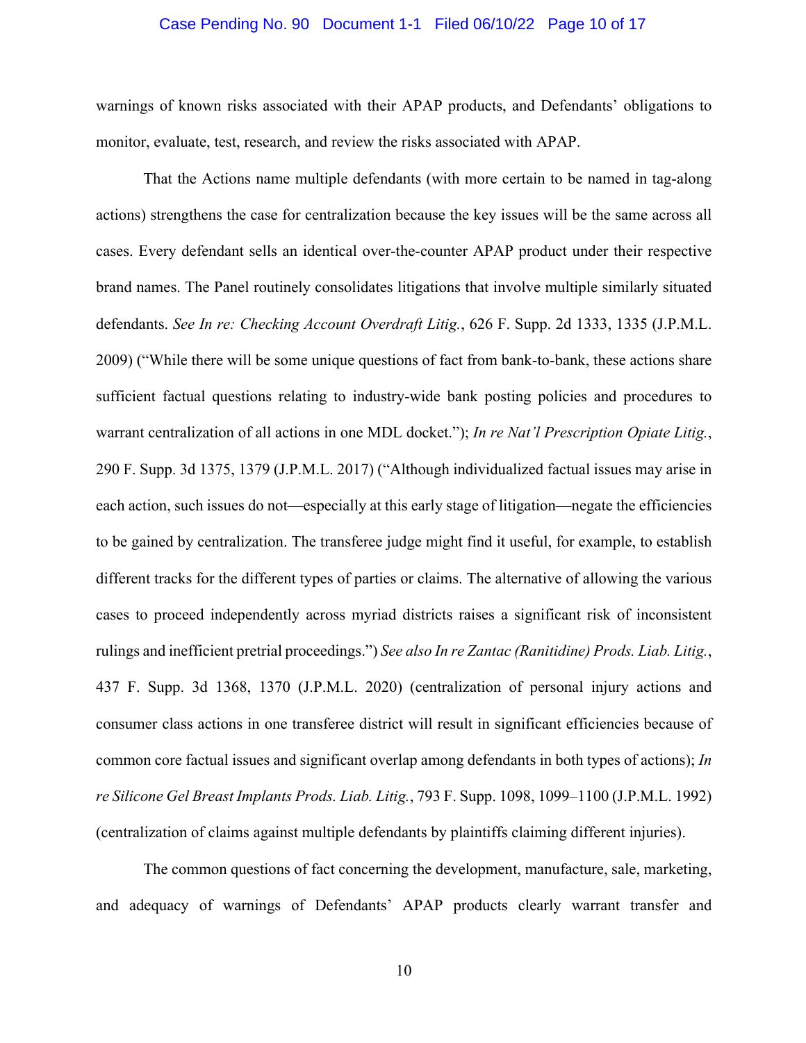warnings of known risks associated with their APAP products, and Defendants' obligations to monitor, evaluate, test, research, and review the risks associated with APAP.

That the Actions name multiple defendants (with more certain to be named in tag-along actions) strengthens the case for centralization because the key issues will be the same across all cases. Every defendant sells an identical over-the-counter APAP product under their respective brand names. The Panel routinely consolidates litigations that involve multiple similarly situated defendants. *See In re: Checking Account Overdraft Litig.*, 626 F. Supp. 2d 1333, 1335 (J.P.M.L. 2009) ("While there will be some unique questions of fact from bank-to-bank, these actions share sufficient factual questions relating to industry-wide bank posting policies and procedures to warrant centralization of all actions in one MDL docket."); *In re Nat'l Prescription Opiate Litig.*, 290 F. Supp. 3d 1375, 1379 (J.P.M.L. 2017) ("Although individualized factual issues may arise in each action, such issues do not—especially at this early stage of litigation—negate the efficiencies to be gained by centralization. The transferee judge might find it useful, for example, to establish different tracks for the different types of parties or claims. The alternative of allowing the various cases to proceed independently across myriad districts raises a significant risk of inconsistent rulings and inefficient pretrial proceedings.") *See also In re Zantac (Ranitidine) Prods. Liab. Litig.*, 437 F. Supp. 3d 1368, 1370 (J.P.M.L. 2020) (centralization of personal injury actions and consumer class actions in one transferee district will result in significant efficiencies because of common core factual issues and significant overlap among defendants in both types of actions); *In re Silicone Gel Breast Implants Prods. Liab. Litig.*, 793 F. Supp. 1098, 1099–1100 (J.P.M.L. 1992) (centralization of claims against multiple defendants by plaintiffs claiming different injuries).

The common questions of fact concerning the development, manufacture, sale, marketing, and adequacy of warnings of Defendants' APAP products clearly warrant transfer and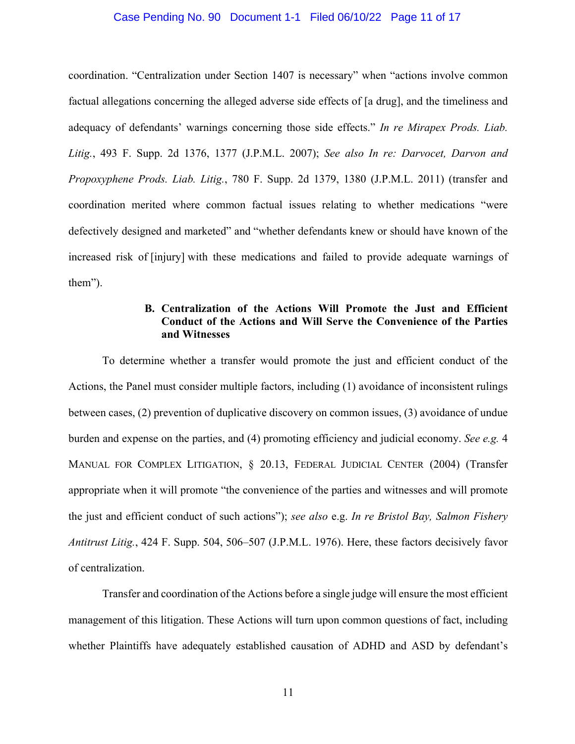coordination. "Centralization under Section 1407 is necessary" when "actions involve common factual allegations concerning the alleged adverse side effects of [a drug], and the timeliness and adequacy of defendants' warnings concerning those side effects." *In re Mirapex Prods. Liab. Litig.*, 493 F. Supp. 2d 1376, 1377 (J.P.M.L. 2007); *See also In re: Darvocet, Darvon and Propoxyphene Prods. Liab. Litig.*, 780 F. Supp. 2d 1379, 1380 (J.P.M.L. 2011) (transfer and coordination merited where common factual issues relating to whether medications "were defectively designed and marketed" and "whether defendants knew or should have known of the increased risk of [injury] with these medications and failed to provide adequate warnings of them").

### B. Centralization of the Actions Will Promote the Just and Efficient Conduct of the Actions and Will Serve the Convenience of the Parties and Witnesses

To determine whether a transfer would promote the just and efficient conduct of the Actions, the Panel must consider multiple factors, including (1) avoidance of inconsistent rulings between cases, (2) prevention of duplicative discovery on common issues, (3) avoidance of undue burden and expense on the parties, and (4) promoting efficiency and judicial economy. *See e.g.* 4 MANUAL FOR COMPLEX LITIGATION, § 20.13, FEDERAL JUDICIAL CENTER (2004) (Transfer appropriate when it will promote "the convenience of the parties and witnesses and will promote the just and efficient conduct of such actions"); *see also* e.g. *In re Bristol Bay, Salmon Fishery Antitrust Litig.*, 424 F. Supp. 504, 506–507 (J.P.M.L. 1976). Here, these factors decisively favor of centralization.

Transfer and coordination of the Actions before a single judge will ensure the most efficient management of this litigation. These Actions will turn upon common questions of fact, including whether Plaintiffs have adequately established causation of ADHD and ASD by defendant's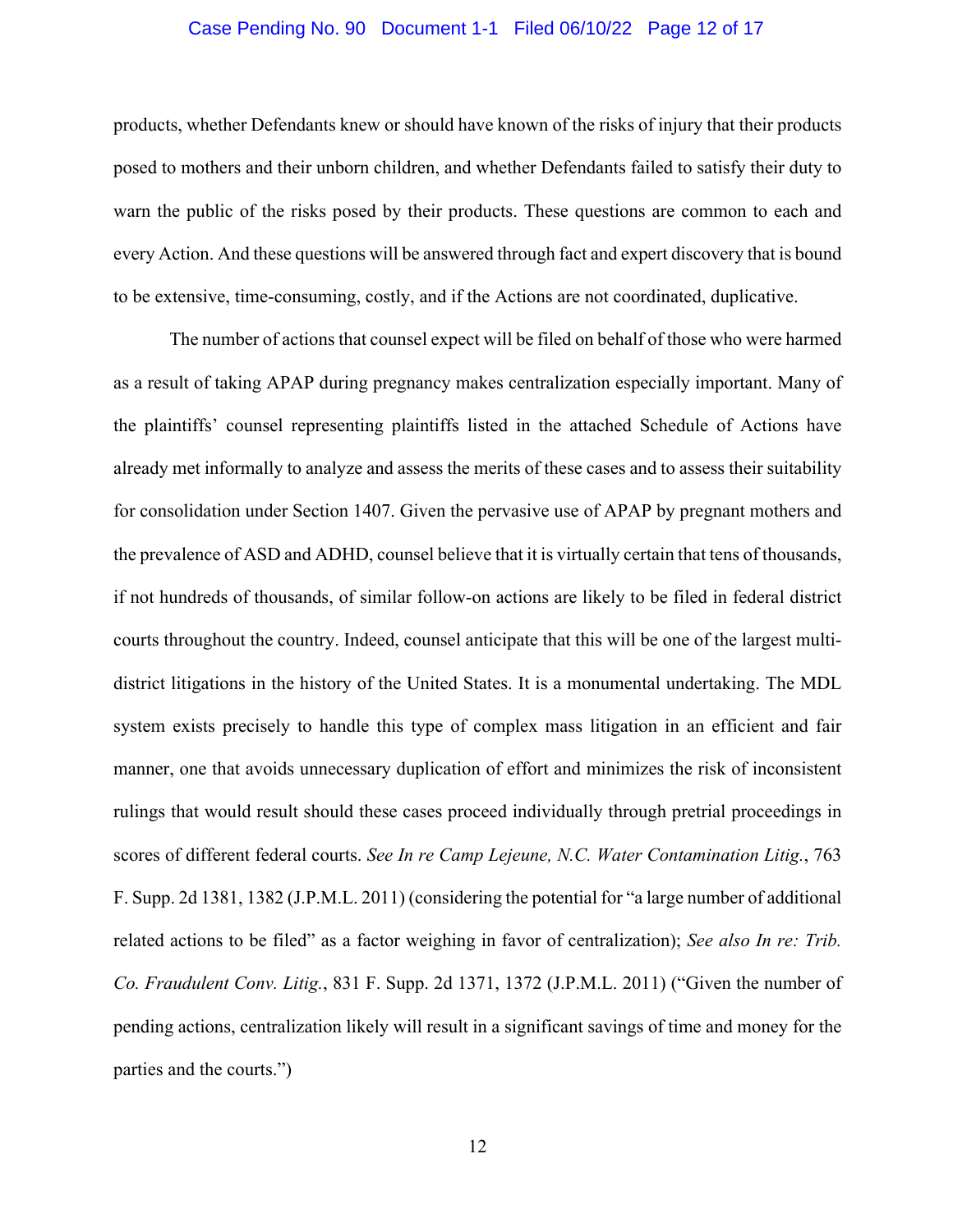products, whether Defendants knew or should have known of the risks of injury that their products posed to mothers and their unborn children, and whether Defendants failed to satisfy their duty to warn the public of the risks posed by their products. These questions are common to each and every Action. And these questions will be answered through fact and expert discovery that is bound to be extensive, time-consuming, costly, and if the Actions are not coordinated, duplicative.

The number of actions that counsel expect will be filed on behalf of those who were harmed as a result of taking APAP during pregnancy makes centralization especially important. Many of the plaintiffs' counsel representing plaintiffs listed in the attached Schedule of Actions have already met informally to analyze and assess the merits of these cases and to assess their suitability for consolidation under Section 1407. Given the pervasive use of APAP by pregnant mothers and the prevalence of ASD and ADHD, counsel believe that it is virtually certain that tens of thousands, if not hundreds of thousands, of similar follow-on actions are likely to be filed in federal district courts throughout the country. Indeed, counsel anticipate that this will be one of the largest multi-district litigations in the history of the United States. It is a monumental undertaking. The MDL system exists precisely to handle this type of complex mass litigation in an efficient and fair manner, one that avoids unnecessary duplication of effort and minimizes the risk of inconsistent rulings that would result should these cases proceed individually through pretrial proceedings in scores of different federal courts. *See In re Camp Lejeune, N.C. Water Contamination Litig.*, 763 F. Supp. 2d 1381, 1382 (J.P.M.L. 2011) (considering the potential for "a large number of additional related actions to be filed" as a factor weighing in favor of centralization); *See also In re: Trib. Co. Fraudulent Conv. Litig.*, 831 F. Supp. 2d 1371, 1372 (J.P.M.L. 2011) ("Given the number of pending actions, centralization likely will result in a significant savings of time and money for the parties and the courts.")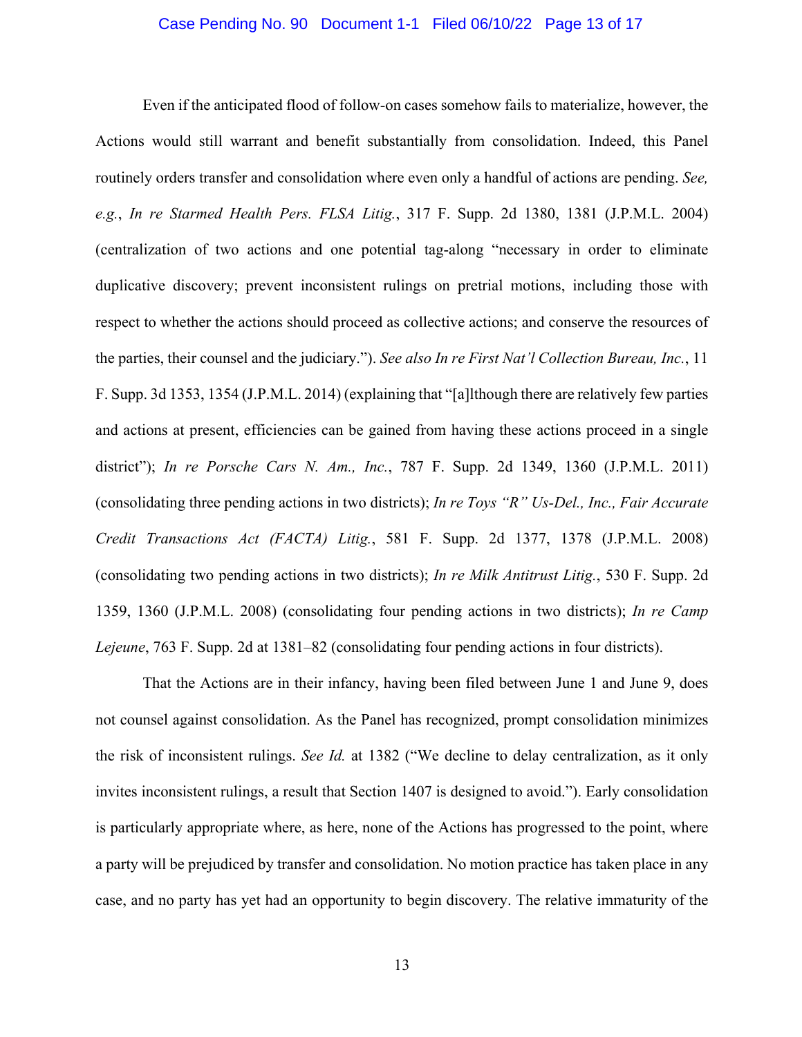Even if the anticipated flood of follow-on cases somehow fails to materialize, however, the Actions would still warrant and benefit substantially from consolidation. Indeed, this Panel routinely orders transfer and consolidation where even only a handful of actions are pending. *See, e.g.*, *In re Starmed Health Pers. FLSA Litig.*, 317 F. Supp. 2d 1380, 1381 (J.P.M.L. 2004) (centralization of two actions and one potential tag-along "necessary in order to eliminate duplicative discovery; prevent inconsistent rulings on pretrial motions, including those with respect to whether the actions should proceed as collective actions; and conserve the resources of the parties, their counsel and the judiciary."). *See also In re First Nat'l Collection Bureau, Inc.*, 11 F. Supp. 3d 1353, 1354 (J.P.M.L. 2014) (explaining that "[a]lthough there are relatively few parties and actions at present, efficiencies can be gained from having these actions proceed in a single district"); *In re Porsche Cars N. Am., Inc.*, 787 F. Supp. 2d 1349, 1360 (J.P.M.L. 2011) (consolidating three pending actions in two districts); *In re Toys "R" Us-Del., Inc., Fair Accurate Credit Transactions Act (FACTA) Litig.*, 581 F. Supp. 2d 1377, 1378 (J.P.M.L. 2008) (consolidating two pending actions in two districts); *In re Milk Antitrust Litig.*, 530 F. Supp. 2d 1359, 1360 (J.P.M.L. 2008) (consolidating four pending actions in two districts); *In re Camp Lejeune*, 763 F. Supp. 2d at 1381–82 (consolidating four pending actions in four districts).

That the Actions are in their infancy, having been filed between June 1 and June 9, does not counsel against consolidation. As the Panel has recognized, prompt consolidation minimizes the risk of inconsistent rulings. *See Id.* at 1382 ("We decline to delay centralization, as it only invites inconsistent rulings, a result that Section 1407 is designed to avoid."). Early consolidation is particularly appropriate where, as here, none of the Actions has progressed to the point, where a party will be prejudiced by transfer and consolidation. No motion practice has taken place in any case, and no party has yet had an opportunity to begin discovery. The relative immaturity of the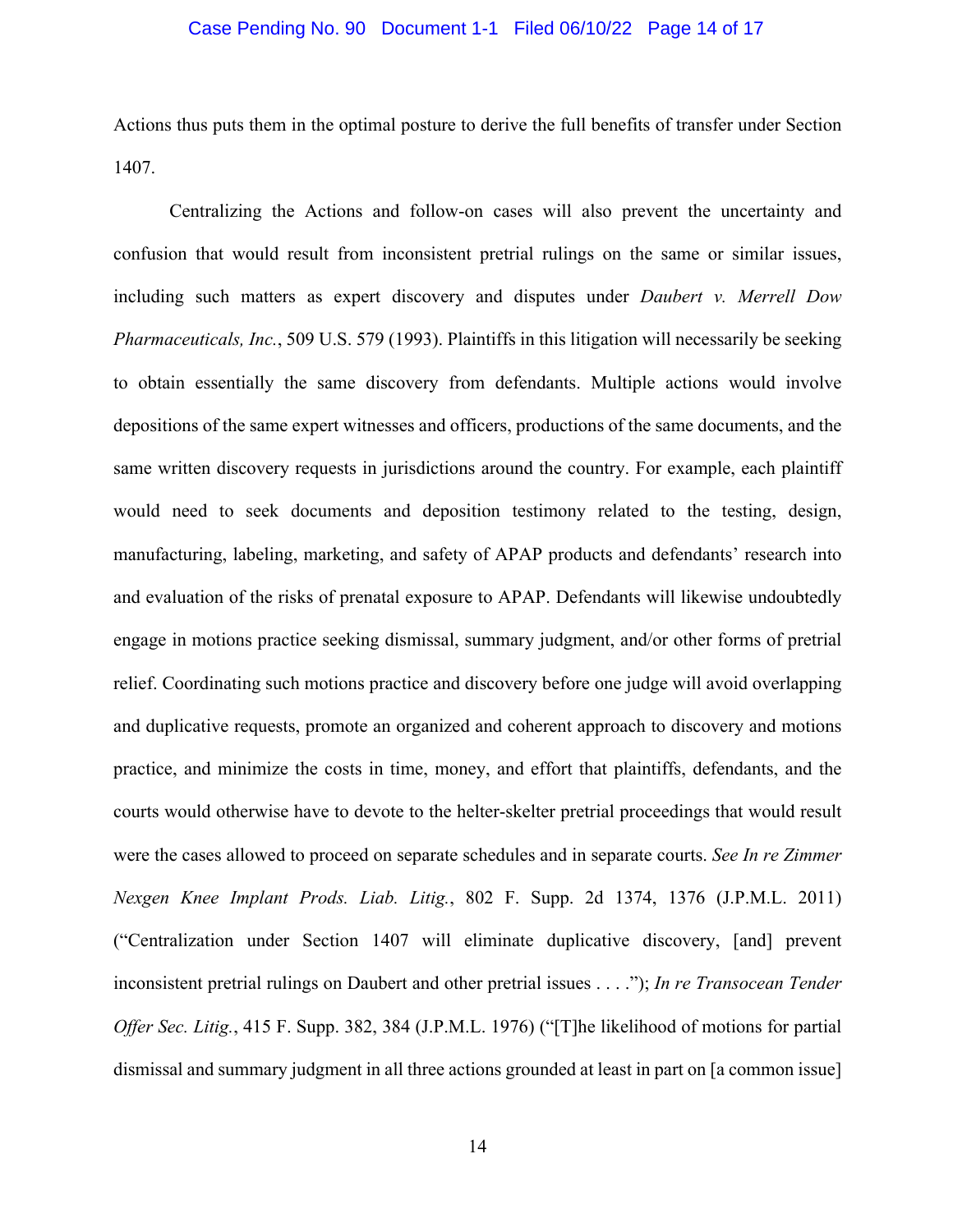Actions thus puts them in the optimal posture to derive the full benefits of transfer under Section 1407.

Centralizing the Actions and follow-on cases will also prevent the uncertainty and confusion that would result from inconsistent pretrial rulings on the same or similar issues, including such matters as expert discovery and disputes under *Daubert v. Merrell Dow Pharmaceuticals, Inc.*, 509 U.S. 579 (1993). Plaintiffs in this litigation will necessarily be seeking to obtain essentially the same discovery from defendants. Multiple actions would involve depositions of the same expert witnesses and officers, productions of the same documents, and the same written discovery requests in jurisdictions around the country. For example, each plaintiff would need to seek documents and deposition testimony related to the testing, design, manufacturing, labeling, marketing, and safety of APAP products and defendants' research into and evaluation of the risks of prenatal exposure to APAP. Defendants will likewise undoubtedly engage in motions practice seeking dismissal, summary judgment, and/or other forms of pretrial relief. Coordinating such motions practice and discovery before one judge will avoid overlapping and duplicative requests, promote an organized and coherent approach to discovery and motions practice, and minimize the costs in time, money, and effort that plaintiffs, defendants, and the courts would otherwise have to devote to the helter-skelter pretrial proceedings that would result were the cases allowed to proceed on separate schedules and in separate courts. *See In re Zimmer Nexgen Knee Implant Prods. Liab. Litig.*, 802 F. Supp. 2d 1374, 1376 (J.P.M.L. 2011) ("Centralization under Section 1407 will eliminate duplicative discovery, [and] prevent inconsistent pretrial rulings on Daubert and other pretrial issues . . . ."); *In re Transocean Tender Offer Sec. Litig.*, 415 F. Supp. 382, 384 (J.P.M.L. 1976) ("[T]he likelihood of motions for partial dismissal and summary judgment in all three actions grounded at least in part on [a common issue]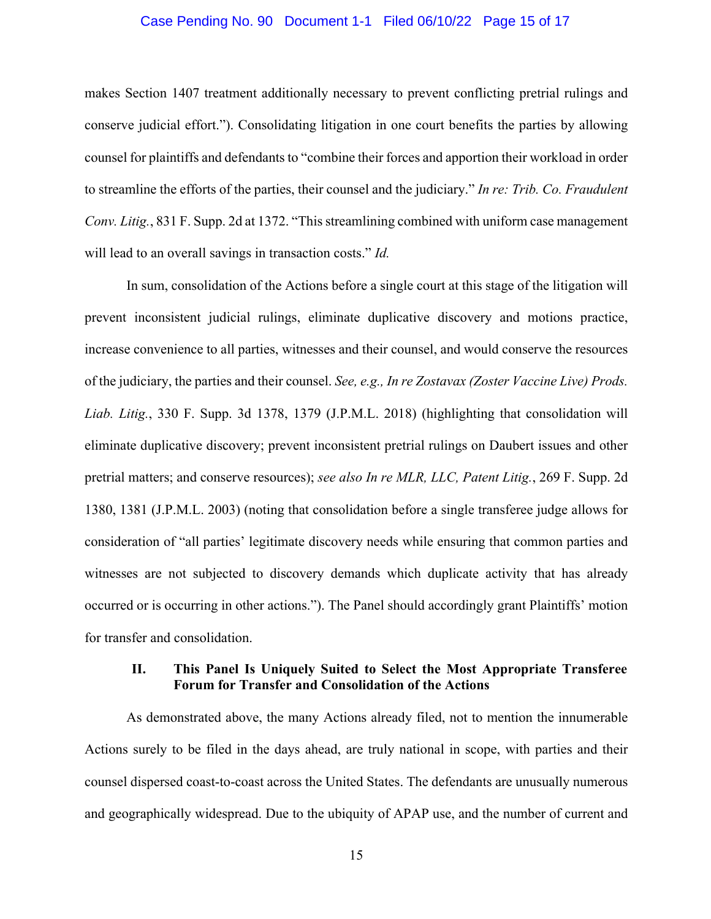makes Section 1407 treatment additionally necessary to prevent conflicting pretrial rulings and conserve judicial effort."). Consolidating litigation in one court benefits the parties by allowing counsel for plaintiffs and defendants to "combine their forces and apportion their workload in order to streamline the efforts of the parties, their counsel and the judiciary." *In re: Trib. Co. Fraudulent Conv. Litig.*, 831 F. Supp. 2d at 1372. "This streamlining combined with uniform case management will lead to an overall savings in transaction costs." *Id.*

In sum, consolidation of the Actions before a single court at this stage of the litigation will prevent inconsistent judicial rulings, eliminate duplicative discovery and motions practice, increase convenience to all parties, witnesses and their counsel, and would conserve the resources of the judiciary, the parties and their counsel. *See, e.g., In re Zostavax (Zoster Vaccine Live) Prods. Liab. Litig.*, 330 F. Supp. 3d 1378, 1379 (J.P.M.L. 2018) (highlighting that consolidation will eliminate duplicative discovery; prevent inconsistent pretrial rulings on Daubert issues and other pretrial matters; and conserve resources); *see also In re MLR, LLC, Patent Litig.*, 269 F. Supp. 2d 1380, 1381 (J.P.M.L. 2003) (noting that consolidation before a single transferee judge allows for consideration of "all parties' legitimate discovery needs while ensuring that common parties and witnesses are not subjected to discovery demands which duplicate activity that has already occurred or is occurring in other actions."). The Panel should accordingly grant Plaintiffs' motion for transfer and consolidation.

## II. This Panel Is Uniquely Suited to Select the Most Appropriate Transferee Forum for Transfer and Consolidation of the Actions

As demonstrated above, the many Actions already filed, not to mention the innumerable Actions surely to be filed in the days ahead, are truly national in scope, with parties and their counsel dispersed coast-to-coast across the United States. The defendants are unusually numerous and geographically widespread. Due to the ubiquity of APAP use, and the number of current and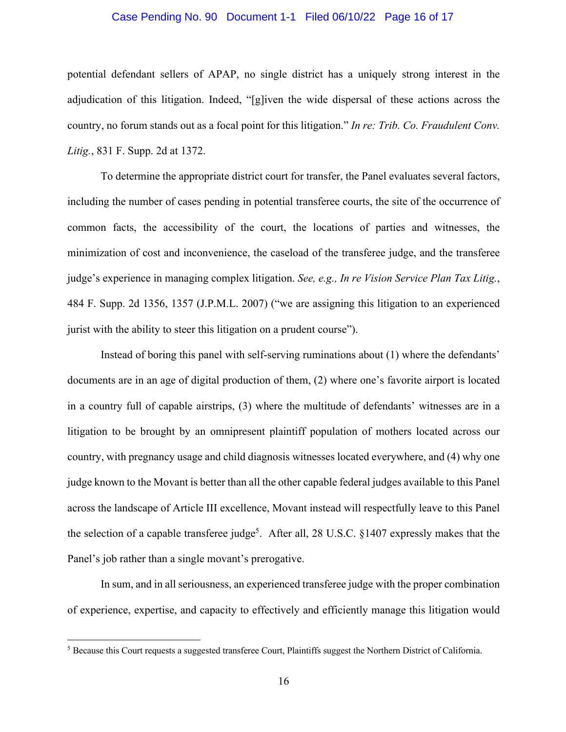potential defendant sellers of APAP, no single district has a uniquely strong interest in the adjudication of this litigation. Indeed, "[g]iven the wide dispersal of these actions across the country, no forum stands out as a focal point for this litigation." *In re: Trib. Co. Fraudulent Conv. Litig.*, 831 F. Supp. 2d at 1372.

To determine the appropriate district court for transfer, the Panel evaluates several factors, including the number of cases pending in potential transferee courts, the site of the occurrence of common facts, the accessibility of the court, the locations of parties and witnesses, the minimization of cost and inconvenience, the caseload of the transferee judge, and the transferee judge's experience in managing complex litigation. *See, e.g., In re Vision Service Plan Tax Litig.*, 484 F. Supp. 2d 1356, 1357 (J.P.M.L. 2007) ("we are assigning this litigation to an experienced jurist with the ability to steer this litigation on a prudent course").

Instead of boring this panel with self-serving ruminations about (1) where the defendants' documents are in an age of digital production of them, (2) where one's favorite airport is located in a country full of capable airstrips, (3) where the multitude of defendants' witnesses are in a litigation to be brought by an omnipresent plaintiff population of mothers located across our country, with pregnancy usage and child diagnosis witnesses located everywhere, and (4) why one judge known to the Movant is better than all the other capable federal judges available to this Panel across the landscape of Article III excellence, Movant instead will respectfully leave to this Panel the selection of a capable transferee judge[5]. After all, 28 U.S.C. §1407 expressly makes that the Panel's job rather than a single movant's prerogative.

In sum, and in all seriousness, an experienced transferee judge with the proper combination of experience, expertise, and capacity to effectively and efficiently manage this litigation would

[5] Because this Court requests a suggested transferee Court, Plaintiffs suggest the Northern District of California.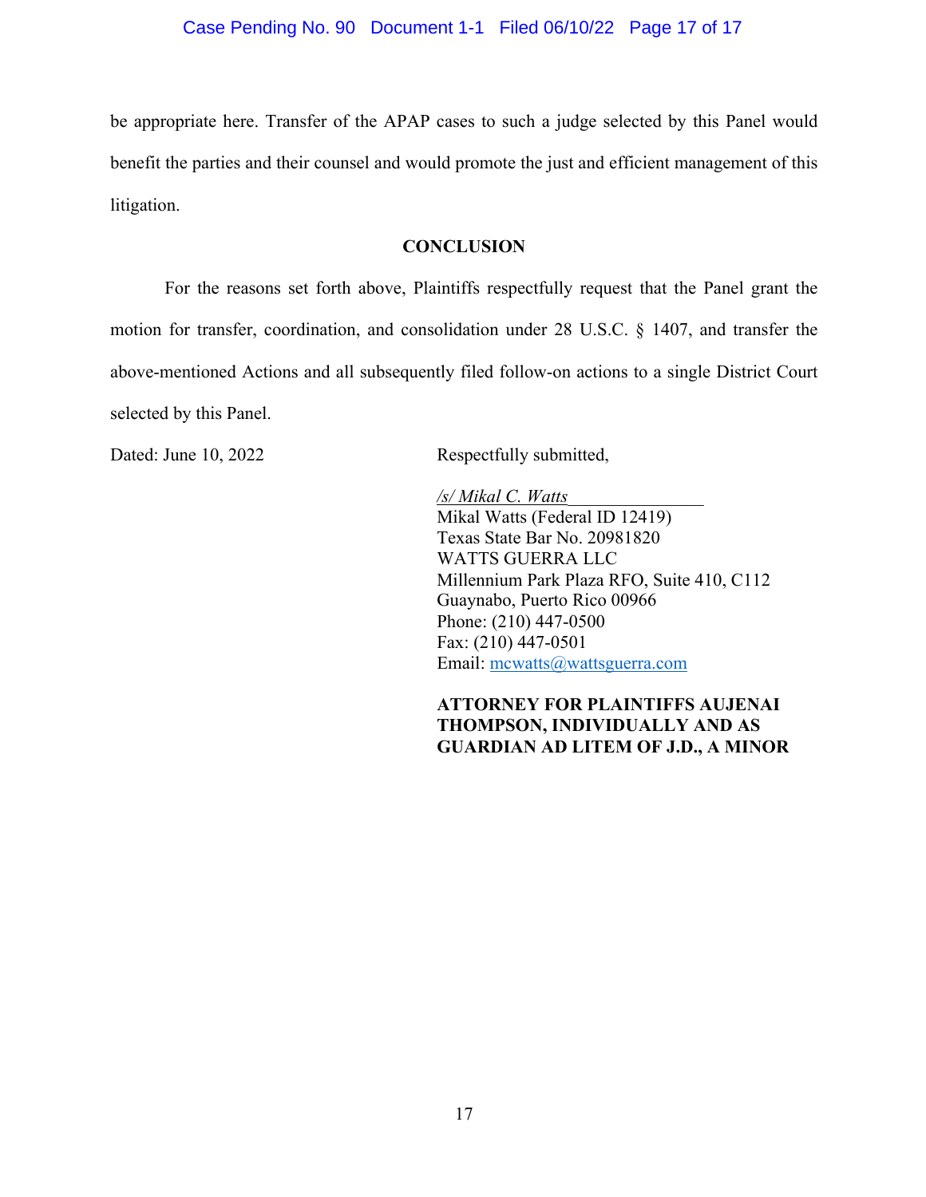be appropriate here. Transfer of the APAP cases to such a judge selected by this Panel would benefit the parties and their counsel and would promote the just and efficient management of this litigation.

## CONCLUSION

For the reasons set forth above, Plaintiffs respectfully request that the Panel grant the motion for transfer, coordination, and consolidation under 28 U.S.C. § 1407, and transfer the above-mentioned Actions and all subsequently filed follow-on actions to a single District Court selected by this Panel.

Dated: June 10, 2022

Respectfully submitted,

*/s/ Mikal C. Watts*
Mikal Watts (Federal ID 12419)
Texas State Bar No. 20981820
WATTS GUERRA LLC
Millennium Park Plaza RFO, Suite 410, C112
Guaynabo, Puerto Rico 00966
Phone: (210) 447-0500
Fax: (210) 447-0501
Email: mcwatts@wattsguerra.com

**ATTORNEY FOR PLAINTIFFS AUJENAI THOMPSON, INDIVIDUALLY AND AS GUARDIAN AD LITEM OF J.D., A MINOR**